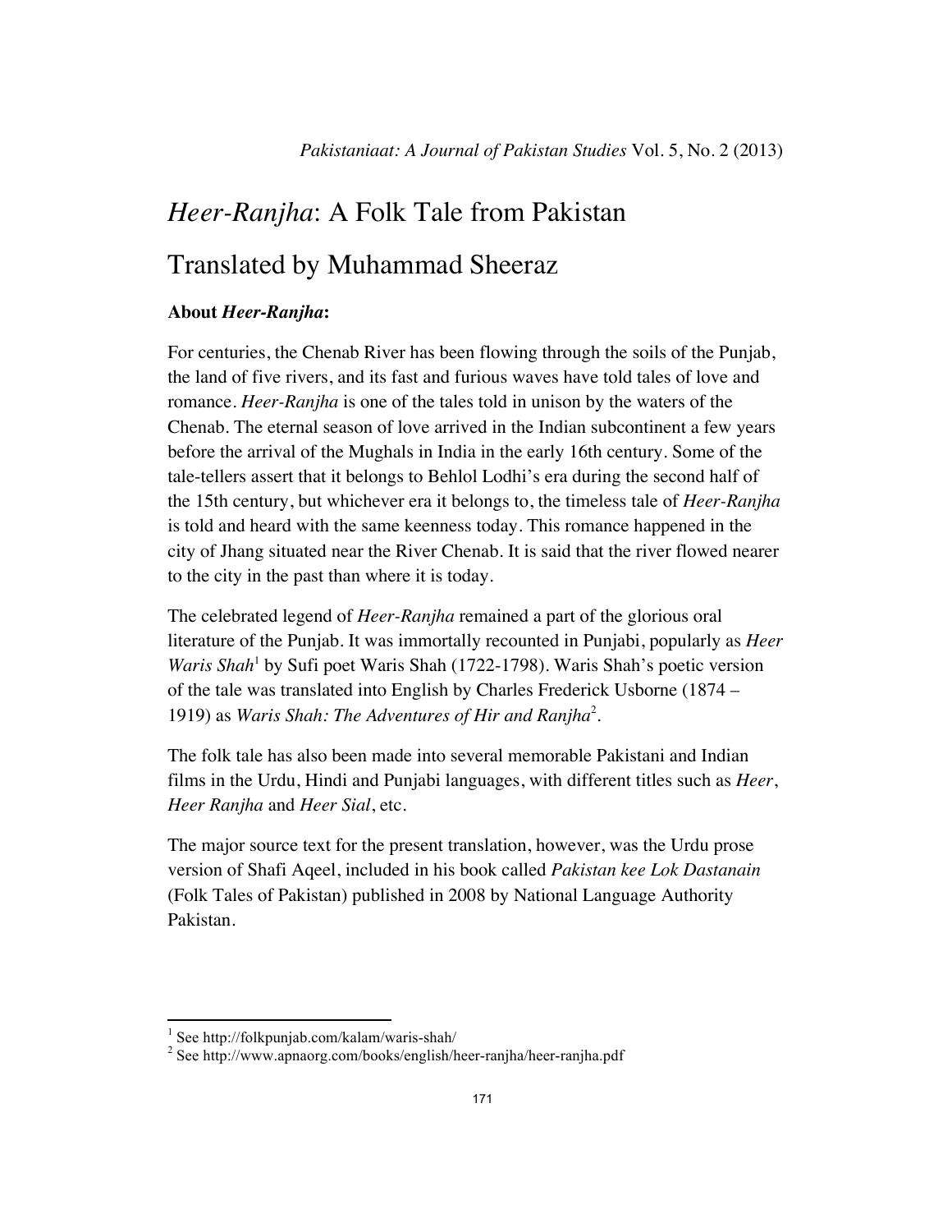# *Heer-Ranjha*: A Folk Tale from Pakistan

## Translated by Muhammad Sheeraz

**About *Heer-Ranjha*:**

For centuries, the Chenab River has been flowing through the soils of the Punjab, the land of five rivers, and its fast and furious waves have told tales of love and romance. *Heer-Ranjha* is one of the tales told in unison by the waters of the Chenab. The eternal season of love arrived in the Indian subcontinent a few years before the arrival of the Mughals in India in the early 16th century. Some of the tale-tellers assert that it belongs to Behlol Lodhi's era during the second half of the 15th century, but whichever era it belongs to, the timeless tale of *Heer-Ranjha* is told and heard with the same keenness today. This romance happened in the city of Jhang situated near the River Chenab. It is said that the river flowed nearer to the city in the past than where it is today.

The celebrated legend of *Heer-Ranjha* remained a part of the glorious oral literature of the Punjab. It was immortally recounted in Punjabi, popularly as *Heer Waris Shah*[1] by Sufi poet Waris Shah (1722-1798). Waris Shah's poetic version of the tale was translated into English by Charles Frederick Usborne (1874 – 1919) as *Waris Shah: The Adventures of Hir and Ranjha*[2].

The folk tale has also been made into several memorable Pakistani and Indian films in the Urdu, Hindi and Punjabi languages, with different titles such as *Heer*, *Heer Ranjha* and *Heer Sial*, etc.

The major source text for the present translation, however, was the Urdu prose version of Shafi Aqeel, included in his book called *Pakistan kee Lok Dastanain* (Folk Tales of Pakistan) published in 2008 by National Language Authority Pakistan.

---

[1] See http://folkpunjab.com/kalam/waris-shah/

[2] See http://www.apnaorg.com/books/english/heer-ranjha/heer-ranjha.pdf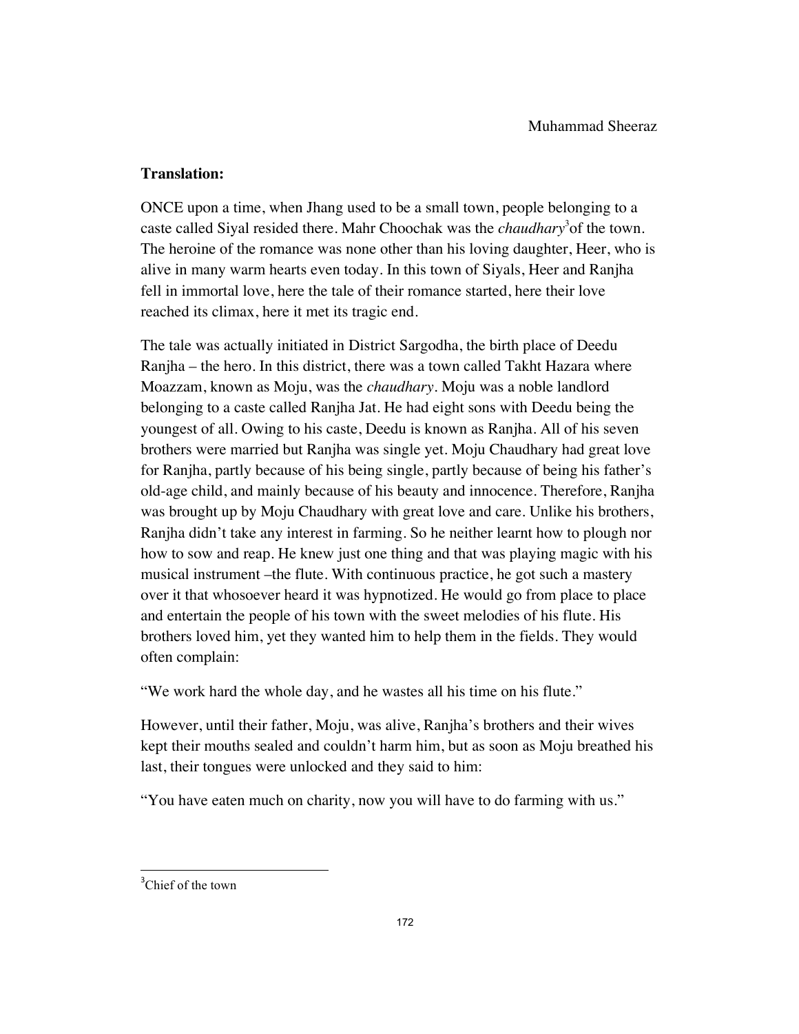**Translation:**

ONCE upon a time, when Jhang used to be a small town, people belonging to a caste called Siyal resided there. Mahr Choochak was the *chaudhary*[3] of the town. The heroine of the romance was none other than his loving daughter, Heer, who is alive in many warm hearts even today. In this town of Siyals, Heer and Ranjha fell in immortal love, here the tale of their romance started, here their love reached its climax, here it met its tragic end.

The tale was actually initiated in District Sargodha, the birth place of Deedu Ranjha – the hero. In this district, there was a town called Takht Hazara where Moazzam, known as Moju, was the *chaudhary*. Moju was a noble landlord belonging to a caste called Ranjha Jat. He had eight sons with Deedu being the youngest of all. Owing to his caste, Deedu is known as Ranjha. All of his seven brothers were married but Ranjha was single yet. Moju Chaudhary had great love for Ranjha, partly because of his being single, partly because of being his father's old-age child, and mainly because of his beauty and innocence. Therefore, Ranjha was brought up by Moju Chaudhary with great love and care. Unlike his brothers, Ranjha didn't take any interest in farming. So he neither learnt how to plough nor how to sow and reap. He knew just one thing and that was playing magic with his musical instrument –the flute. With continuous practice, he got such a mastery over it that whosoever heard it was hypnotized. He would go from place to place and entertain the people of his town with the sweet melodies of his flute. His brothers loved him, yet they wanted him to help them in the fields. They would often complain:

"We work hard the whole day, and he wastes all his time on his flute."

However, until their father, Moju, was alive, Ranjha's brothers and their wives kept their mouths sealed and couldn't harm him, but as soon as Moju breathed his last, their tongues were unlocked and they said to him:

"You have eaten much on charity, now you will have to do farming with us."

[3] Chief of the town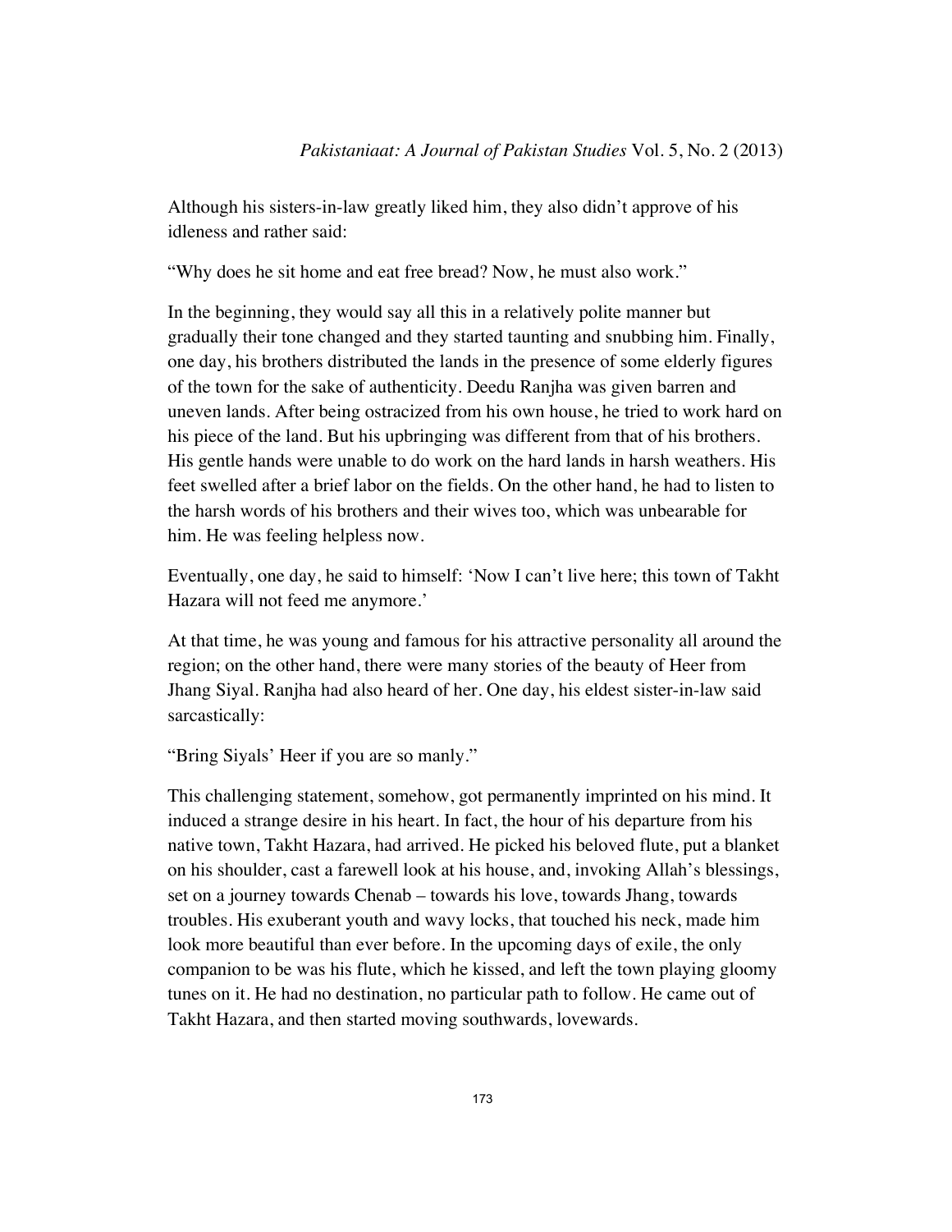Although his sisters-in-law greatly liked him, they also didn't approve of his idleness and rather said:

"Why does he sit home and eat free bread? Now, he must also work."

In the beginning, they would say all this in a relatively polite manner but gradually their tone changed and they started taunting and snubbing him. Finally, one day, his brothers distributed the lands in the presence of some elderly figures of the town for the sake of authenticity. Deedu Ranjha was given barren and uneven lands. After being ostracized from his own house, he tried to work hard on his piece of the land. But his upbringing was different from that of his brothers. His gentle hands were unable to do work on the hard lands in harsh weathers. His feet swelled after a brief labor on the fields. On the other hand, he had to listen to the harsh words of his brothers and their wives too, which was unbearable for him. He was feeling helpless now.

Eventually, one day, he said to himself: 'Now I can't live here; this town of Takht Hazara will not feed me anymore.'

At that time, he was young and famous for his attractive personality all around the region; on the other hand, there were many stories of the beauty of Heer from Jhang Siyal. Ranjha had also heard of her. One day, his eldest sister-in-law said sarcastically:

"Bring Siyals' Heer if you are so manly."

This challenging statement, somehow, got permanently imprinted on his mind. It induced a strange desire in his heart. In fact, the hour of his departure from his native town, Takht Hazara, had arrived. He picked his beloved flute, put a blanket on his shoulder, cast a farewell look at his house, and, invoking Allah's blessings, set on a journey towards Chenab – towards his love, towards Jhang, towards troubles. His exuberant youth and wavy locks, that touched his neck, made him look more beautiful than ever before. In the upcoming days of exile, the only companion to be was his flute, which he kissed, and left the town playing gloomy tunes on it. He had no destination, no particular path to follow. He came out of Takht Hazara, and then started moving southwards, lovewards.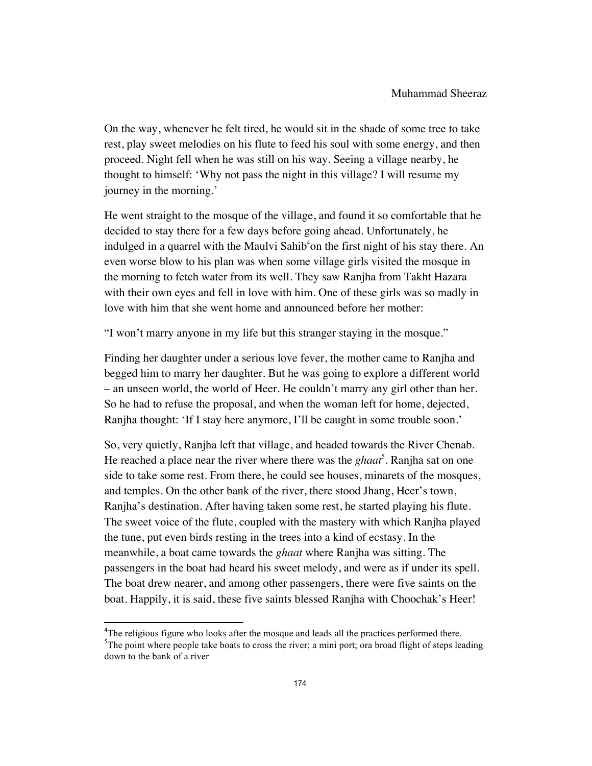On the way, whenever he felt tired, he would sit in the shade of some tree to take rest, play sweet melodies on his flute to feed his soul with some energy, and then proceed. Night fell when he was still on his way. Seeing a village nearby, he thought to himself: 'Why not pass the night in this village? I will resume my journey in the morning.'

He went straight to the mosque of the village, and found it so comfortable that he decided to stay there for a few days before going ahead. Unfortunately, he indulged in a quarrel with the Maulvi Sahib[4]on the first night of his stay there. An even worse blow to his plan was when some village girls visited the mosque in the morning to fetch water from its well. They saw Ranjha from Takht Hazara with their own eyes and fell in love with him. One of these girls was so madly in love with him that she went home and announced before her mother:

"I won't marry anyone in my life but this stranger staying in the mosque."

Finding her daughter under a serious love fever, the mother came to Ranjha and begged him to marry her daughter. But he was going to explore a different world – an unseen world, the world of Heer. He couldn't marry any girl other than her. So he had to refuse the proposal, and when the woman left for home, dejected, Ranjha thought: 'If I stay here anymore, I'll be caught in some trouble soon.'

So, very quietly, Ranjha left that village, and headed towards the River Chenab. He reached a place near the river where there was the *ghaat*[5]. Ranjha sat on one side to take some rest. From there, he could see houses, minarets of the mosques, and temples. On the other bank of the river, there stood Jhang, Heer's town, Ranjha's destination. After having taken some rest, he started playing his flute. The sweet voice of the flute, coupled with the mastery with which Ranjha played the tune, put even birds resting in the trees into a kind of ecstasy. In the meanwhile, a boat came towards the *ghaat* where Ranjha was sitting. The passengers in the boat had heard his sweet melody, and were as if under its spell. The boat drew nearer, and among other passengers, there were five saints on the boat. Happily, it is said, these five saints blessed Ranjha with Choochak's Heer!

---

[4]The religious figure who looks after the mosque and leads all the practices performed there.

[5]The point where people take boats to cross the river; a mini port; ora broad flight of steps leading down to the bank of a river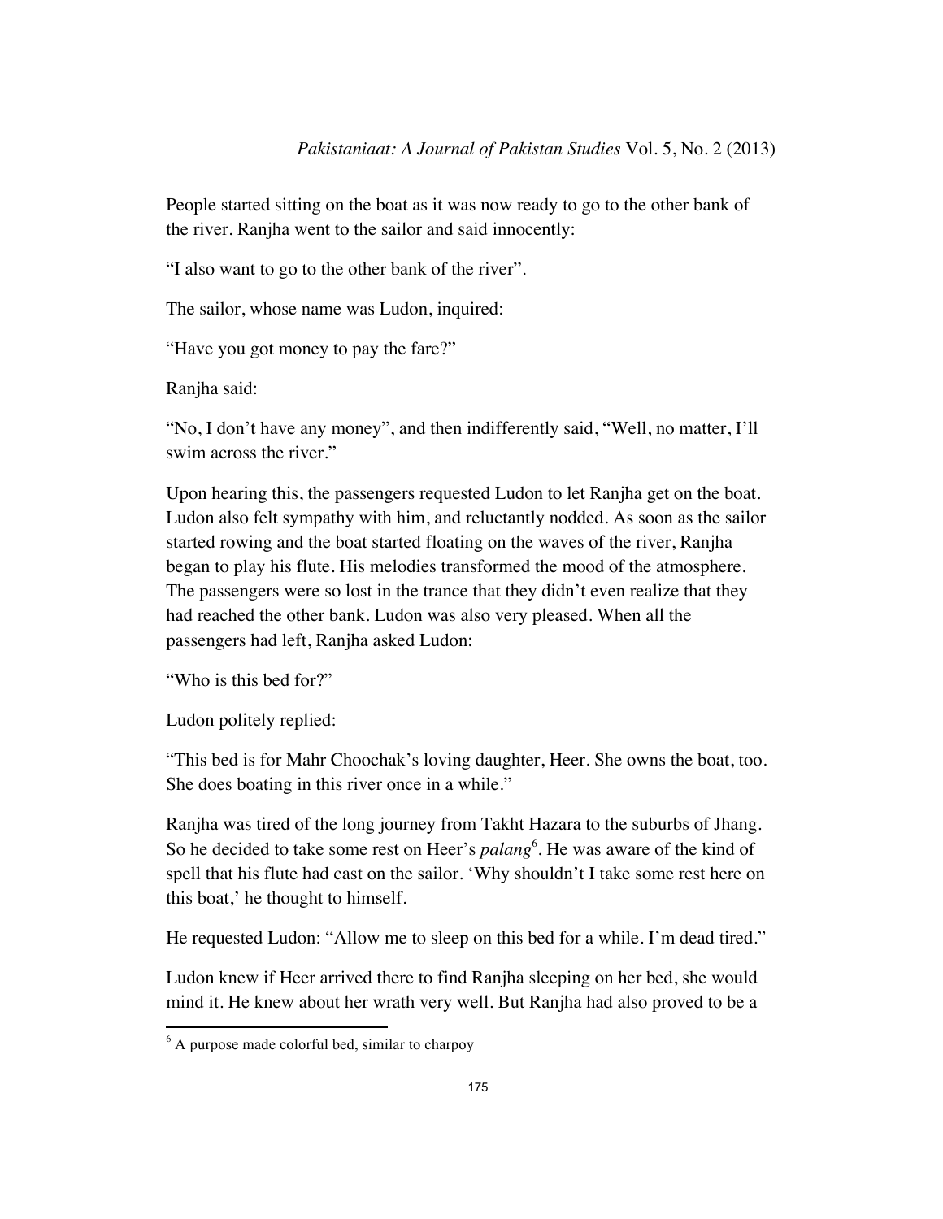People started sitting on the boat as it was now ready to go to the other bank of the river. Ranjha went to the sailor and said innocently:

"I also want to go to the other bank of the river".

The sailor, whose name was Ludon, inquired:

"Have you got money to pay the fare?"

Ranjha said:

"No, I don't have any money", and then indifferently said, "Well, no matter, I'll swim across the river."

Upon hearing this, the passengers requested Ludon to let Ranjha get on the boat. Ludon also felt sympathy with him, and reluctantly nodded. As soon as the sailor started rowing and the boat started floating on the waves of the river, Ranjha began to play his flute. His melodies transformed the mood of the atmosphere. The passengers were so lost in the trance that they didn't even realize that they had reached the other bank. Ludon was also very pleased. When all the passengers had left, Ranjha asked Ludon:

"Who is this bed for?"

Ludon politely replied:

"This bed is for Mahr Choochak's loving daughter, Heer. She owns the boat, too. She does boating in this river once in a while."

Ranjha was tired of the long journey from Takht Hazara to the suburbs of Jhang. So he decided to take some rest on Heer's *palang*[6]. He was aware of the kind of spell that his flute had cast on the sailor. 'Why shouldn't I take some rest here on this boat,' he thought to himself.

He requested Ludon: "Allow me to sleep on this bed for a while. I'm dead tired."

Ludon knew if Heer arrived there to find Ranjha sleeping on her bed, she would mind it. He knew about her wrath very well. But Ranjha had also proved to be a

[6] A purpose made colorful bed, similar to charpoy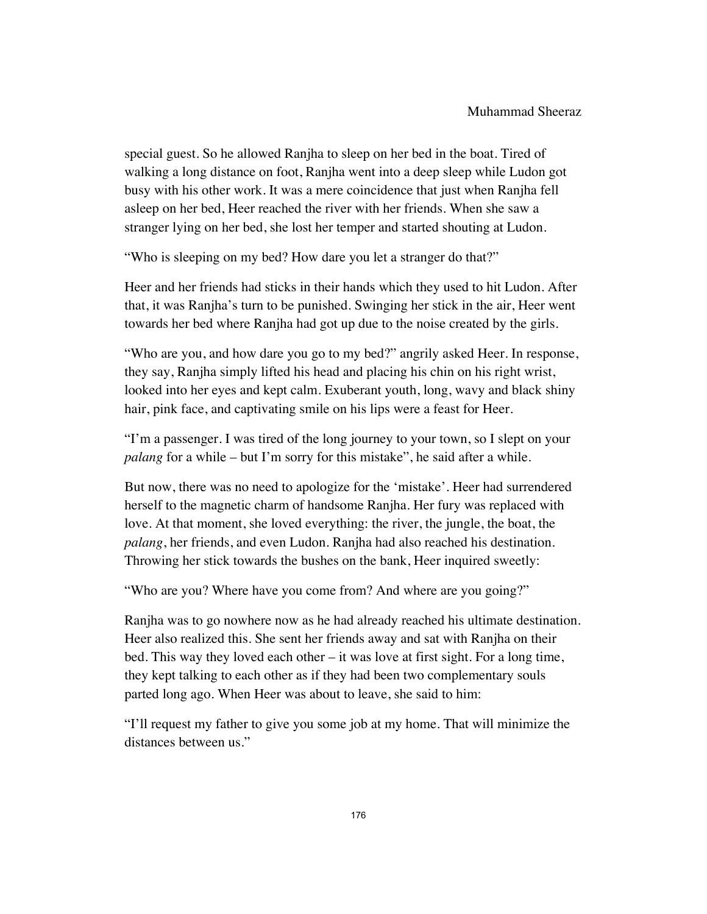special guest. So he allowed Ranjha to sleep on her bed in the boat. Tired of walking a long distance on foot, Ranjha went into a deep sleep while Ludon got busy with his other work. It was a mere coincidence that just when Ranjha fell asleep on her bed, Heer reached the river with her friends. When she saw a stranger lying on her bed, she lost her temper and started shouting at Ludon.

"Who is sleeping on my bed? How dare you let a stranger do that?"

Heer and her friends had sticks in their hands which they used to hit Ludon. After that, it was Ranjha's turn to be punished. Swinging her stick in the air, Heer went towards her bed where Ranjha had got up due to the noise created by the girls.

"Who are you, and how dare you go to my bed?" angrily asked Heer. In response, they say, Ranjha simply lifted his head and placing his chin on his right wrist, looked into her eyes and kept calm. Exuberant youth, long, wavy and black shiny hair, pink face, and captivating smile on his lips were a feast for Heer.

"I'm a passenger. I was tired of the long journey to your town, so I slept on your *palang* for a while – but I'm sorry for this mistake", he said after a while.

But now, there was no need to apologize for the 'mistake'. Heer had surrendered herself to the magnetic charm of handsome Ranjha. Her fury was replaced with love. At that moment, she loved everything: the river, the jungle, the boat, the *palang*, her friends, and even Ludon. Ranjha had also reached his destination. Throwing her stick towards the bushes on the bank, Heer inquired sweetly:

"Who are you? Where have you come from? And where are you going?"

Ranjha was to go nowhere now as he had already reached his ultimate destination. Heer also realized this. She sent her friends away and sat with Ranjha on their bed. This way they loved each other – it was love at first sight. For a long time, they kept talking to each other as if they had been two complementary souls parted long ago. When Heer was about to leave, she said to him:

"I'll request my father to give you some job at my home. That will minimize the distances between us."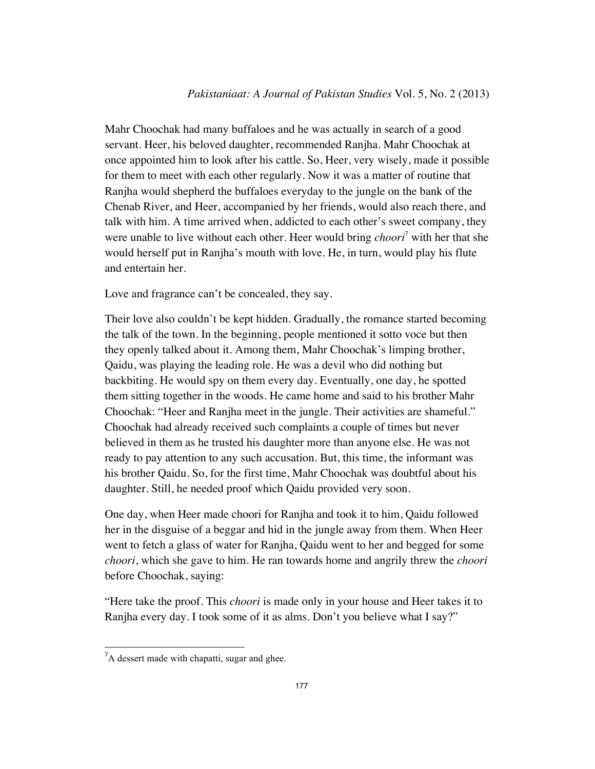Mahr Choochak had many buffaloes and he was actually in search of a good servant. Heer, his beloved daughter, recommended Ranjha. Mahr Choochak at once appointed him to look after his cattle. So, Heer, very wisely, made it possible for them to meet with each other regularly. Now it was a matter of routine that Ranjha would shepherd the buffaloes everyday to the jungle on the bank of the Chenab River, and Heer, accompanied by her friends, would also reach there, and talk with him. A time arrived when, addicted to each other's sweet company, they were unable to live without each other. Heer would bring *choori*[7] with her that she would herself put in Ranjha's mouth with love. He, in turn, would play his flute and entertain her.

Love and fragrance can't be concealed, they say.

Their love also couldn't be kept hidden. Gradually, the romance started becoming the talk of the town. In the beginning, people mentioned it sotto voce but then they openly talked about it. Among them, Mahr Choochak's limping brother, Qaidu, was playing the leading role. He was a devil who did nothing but backbiting. He would spy on them every day. Eventually, one day, he spotted them sitting together in the woods. He came home and said to his brother Mahr Choochak: "Heer and Ranjha meet in the jungle. Their activities are shameful." Choochak had already received such complaints a couple of times but never believed in them as he trusted his daughter more than anyone else. He was not ready to pay attention to any such accusation. But, this time, the informant was his brother Qaidu. So, for the first time, Mahr Choochak was doubtful about his daughter. Still, he needed proof which Qaidu provided very soon.

One day, when Heer made choori for Ranjha and took it to him, Qaidu followed her in the disguise of a beggar and hid in the jungle away from them. When Heer went to fetch a glass of water for Ranjha, Qaidu went to her and begged for some *choori*, which she gave to him. He ran towards home and angrily threw the *choori* before Choochak, saying:

"Here take the proof. This *choori* is made only in your house and Heer takes it to Ranjha every day. I took some of it as alms. Don't you believe what I say?"

---

[7] A dessert made with chapatti, sugar and ghee.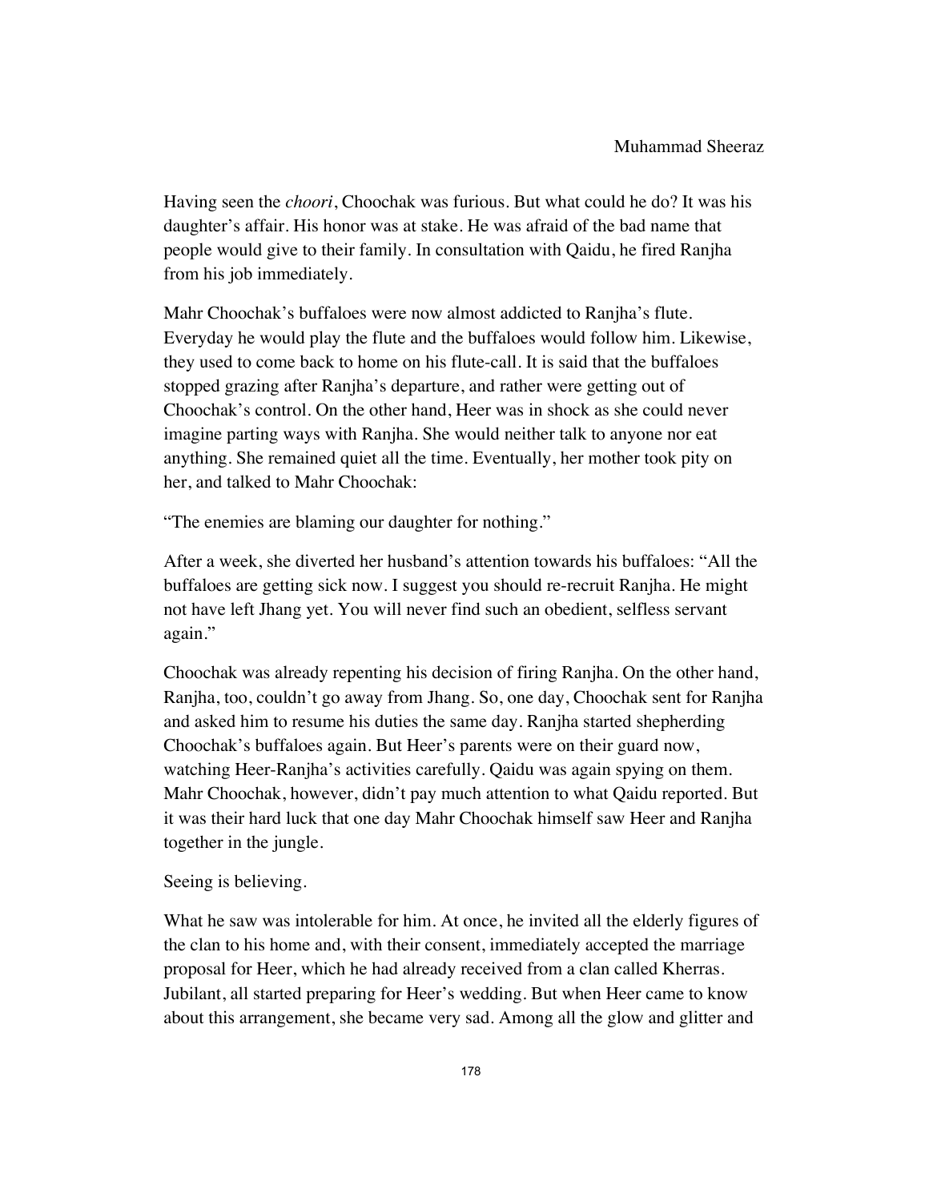Having seen the *choori*, Choochak was furious. But what could he do? It was his daughter's affair. His honor was at stake. He was afraid of the bad name that people would give to their family. In consultation with Qaidu, he fired Ranjha from his job immediately.

Mahr Choochak's buffaloes were now almost addicted to Ranjha's flute. Everyday he would play the flute and the buffaloes would follow him. Likewise, they used to come back to home on his flute-call. It is said that the buffaloes stopped grazing after Ranjha's departure, and rather were getting out of Choochak's control. On the other hand, Heer was in shock as she could never imagine parting ways with Ranjha. She would neither talk to anyone nor eat anything. She remained quiet all the time. Eventually, her mother took pity on her, and talked to Mahr Choochak:

"The enemies are blaming our daughter for nothing."

After a week, she diverted her husband's attention towards his buffaloes: "All the buffaloes are getting sick now. I suggest you should re-recruit Ranjha. He might not have left Jhang yet. You will never find such an obedient, selfless servant again."

Choochak was already repenting his decision of firing Ranjha. On the other hand, Ranjha, too, couldn't go away from Jhang. So, one day, Choochak sent for Ranjha and asked him to resume his duties the same day. Ranjha started shepherding Choochak's buffaloes again. But Heer's parents were on their guard now, watching Heer-Ranjha's activities carefully. Qaidu was again spying on them. Mahr Choochak, however, didn't pay much attention to what Qaidu reported. But it was their hard luck that one day Mahr Choochak himself saw Heer and Ranjha together in the jungle.

Seeing is believing.

What he saw was intolerable for him. At once, he invited all the elderly figures of the clan to his home and, with their consent, immediately accepted the marriage proposal for Heer, which he had already received from a clan called Kherras. Jubilant, all started preparing for Heer's wedding. But when Heer came to know about this arrangement, she became very sad. Among all the glow and glitter and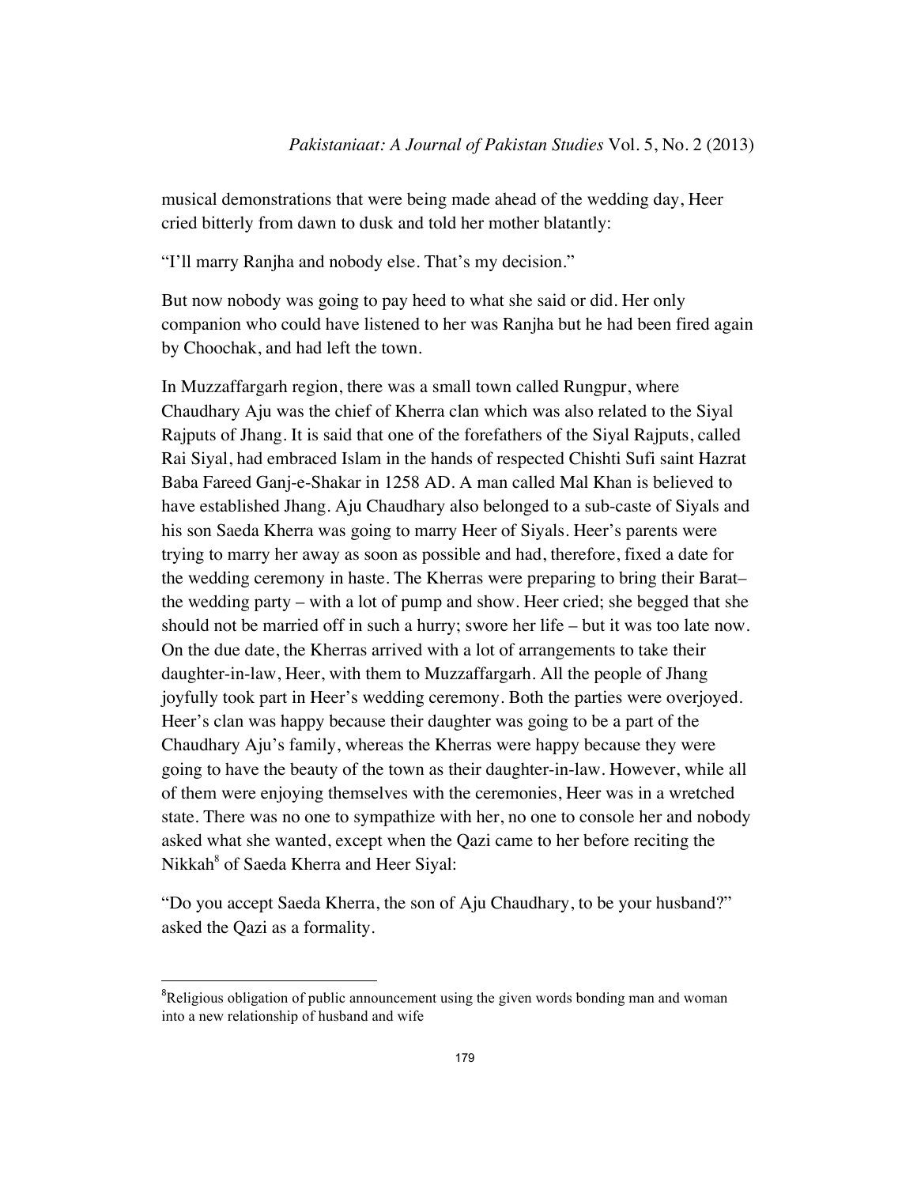musical demonstrations that were being made ahead of the wedding day, Heer cried bitterly from dawn to dusk and told her mother blatantly:

"I'll marry Ranjha and nobody else. That's my decision."

But now nobody was going to pay heed to what she said or did. Her only companion who could have listened to her was Ranjha but he had been fired again by Choochak, and had left the town.

In Muzzaffargarh region, there was a small town called Rungpur, where Chaudhary Aju was the chief of Kherra clan which was also related to the Siyal Rajputs of Jhang. It is said that one of the forefathers of the Siyal Rajputs, called Rai Siyal, had embraced Islam in the hands of respected Chishti Sufi saint Hazrat Baba Fareed Ganj-e-Shakar in 1258 AD. A man called Mal Khan is believed to have established Jhang. Aju Chaudhary also belonged to a sub-caste of Siyals and his son Saeda Kherra was going to marry Heer of Siyals. Heer's parents were trying to marry her away as soon as possible and had, therefore, fixed a date for the wedding ceremony in haste. The Kherras were preparing to bring their Barat– the wedding party – with a lot of pump and show. Heer cried; she begged that she should not be married off in such a hurry; swore her life – but it was too late now. On the due date, the Kherras arrived with a lot of arrangements to take their daughter-in-law, Heer, with them to Muzzaffargarh. All the people of Jhang joyfully took part in Heer's wedding ceremony. Both the parties were overjoyed. Heer's clan was happy because their daughter was going to be a part of the Chaudhary Aju's family, whereas the Kherras were happy because they were going to have the beauty of the town as their daughter-in-law. However, while all of them were enjoying themselves with the ceremonies, Heer was in a wretched state. There was no one to sympathize with her, no one to console her and nobody asked what she wanted, except when the Qazi came to her before reciting the Nikkah[8] of Saeda Kherra and Heer Siyal:

"Do you accept Saeda Kherra, the son of Aju Chaudhary, to be your husband?" asked the Qazi as a formality.

---

[8]Religious obligation of public announcement using the given words bonding man and woman into a new relationship of husband and wife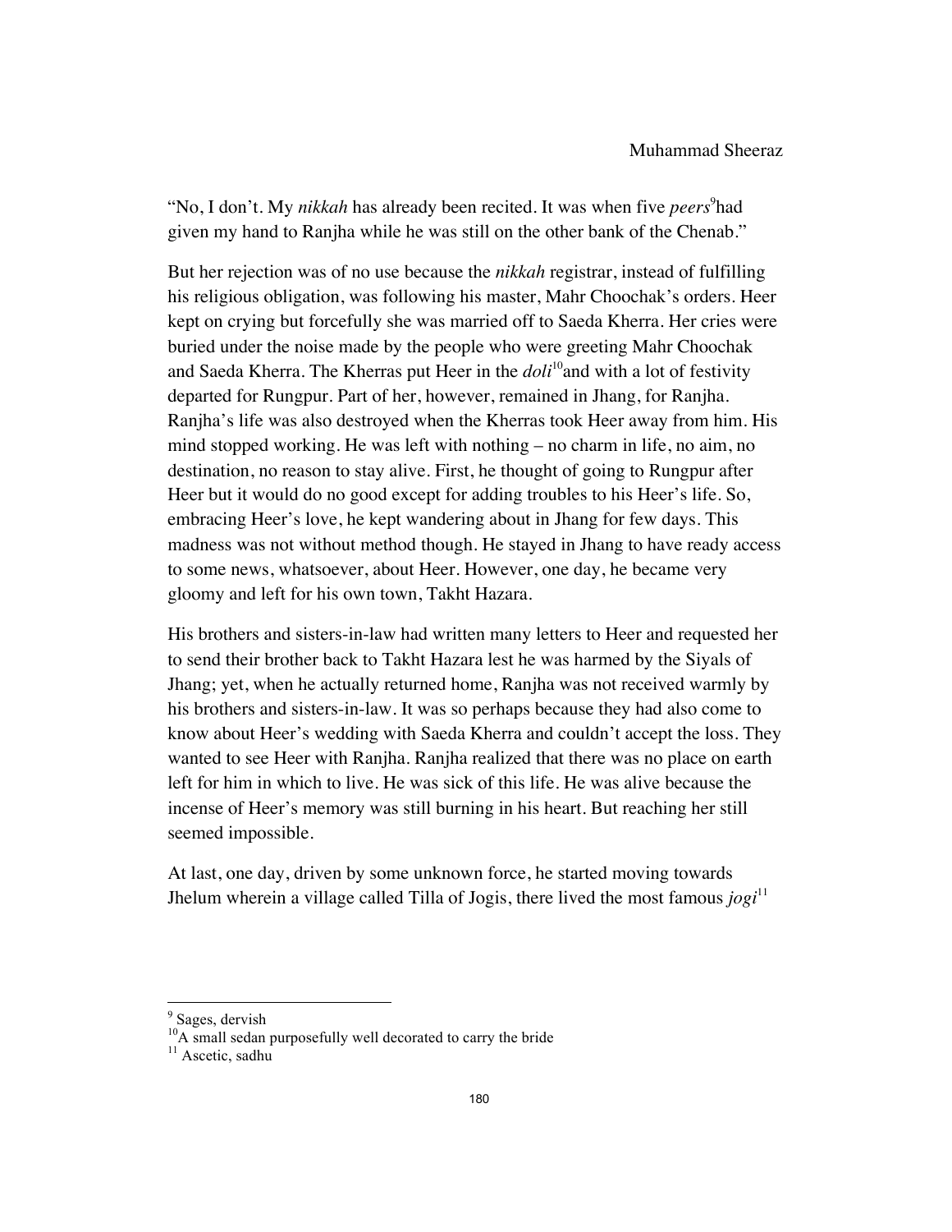"No, I don't. My *nikkah* has already been recited. It was when five *peers*[9]had given my hand to Ranjha while he was still on the other bank of the Chenab."

But her rejection was of no use because the *nikkah* registrar, instead of fulfilling his religious obligation, was following his master, Mahr Choochak's orders. Heer kept on crying but forcefully she was married off to Saeda Kherra. Her cries were buried under the noise made by the people who were greeting Mahr Choochak and Saeda Kherra. The Kherras put Heer in the *doli*[10]and with a lot of festivity departed for Rungpur. Part of her, however, remained in Jhang, for Ranjha. Ranjha's life was also destroyed when the Kherras took Heer away from him. His mind stopped working. He was left with nothing – no charm in life, no aim, no destination, no reason to stay alive. First, he thought of going to Rungpur after Heer but it would do no good except for adding troubles to his Heer's life. So, embracing Heer's love, he kept wandering about in Jhang for few days. This madness was not without method though. He stayed in Jhang to have ready access to some news, whatsoever, about Heer. However, one day, he became very gloomy and left for his own town, Takht Hazara.

His brothers and sisters-in-law had written many letters to Heer and requested her to send their brother back to Takht Hazara lest he was harmed by the Siyals of Jhang; yet, when he actually returned home, Ranjha was not received warmly by his brothers and sisters-in-law. It was so perhaps because they had also come to know about Heer's wedding with Saeda Kherra and couldn't accept the loss. They wanted to see Heer with Ranjha. Ranjha realized that there was no place on earth left for him in which to live. He was sick of this life. He was alive because the incense of Heer's memory was still burning in his heart. But reaching her still seemed impossible.

At last, one day, driven by some unknown force, he started moving towards Jhelum wherein a village called Tilla of Jogis, there lived the most famous *jogi*[11]

---

[9] Sages, dervish

[10] A small sedan purposefully well decorated to carry the bride

[11] Ascetic, sadhu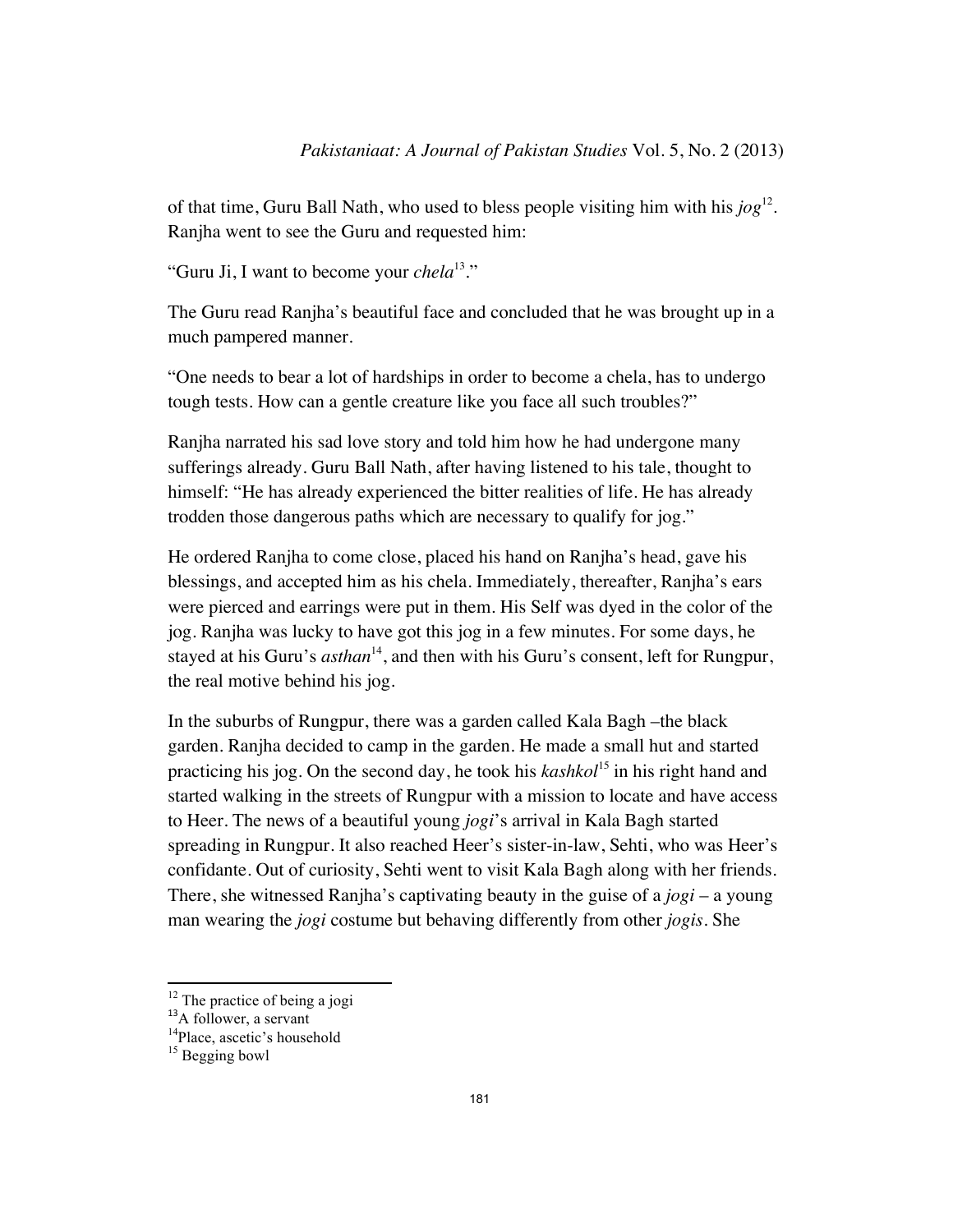of that time, Guru Ball Nath, who used to bless people visiting him with his *jog*[12]. Ranjha went to see the Guru and requested him:

"Guru Ji, I want to become your *chela*[13]."

The Guru read Ranjha's beautiful face and concluded that he was brought up in a much pampered manner.

"One needs to bear a lot of hardships in order to become a chela, has to undergo tough tests. How can a gentle creature like you face all such troubles?"

Ranjha narrated his sad love story and told him how he had undergone many sufferings already. Guru Ball Nath, after having listened to his tale, thought to himself: "He has already experienced the bitter realities of life. He has already trodden those dangerous paths which are necessary to qualify for jog."

He ordered Ranjha to come close, placed his hand on Ranjha's head, gave his blessings, and accepted him as his chela. Immediately, thereafter, Ranjha's ears were pierced and earrings were put in them. His Self was dyed in the color of the jog. Ranjha was lucky to have got this jog in a few minutes. For some days, he stayed at his Guru's *asthan*[14], and then with his Guru's consent, left for Rungpur, the real motive behind his jog.

In the suburbs of Rungpur, there was a garden called Kala Bagh –the black garden. Ranjha decided to camp in the garden. He made a small hut and started practicing his jog. On the second day, he took his *kashkol*[15] in his right hand and started walking in the streets of Rungpur with a mission to locate and have access to Heer. The news of a beautiful young *jogi*'s arrival in Kala Bagh started spreading in Rungpur. It also reached Heer's sister-in-law, Sehti, who was Heer's confidante. Out of curiosity, Sehti went to visit Kala Bagh along with her friends. There, she witnessed Ranjha's captivating beauty in the guise of a *jogi* – a young man wearing the *jogi* costume but behaving differently from other *jogis*. She

---

[12] The practice of being a jogi

[13] A follower, a servant

[14] Place, ascetic's household

[15] Begging bowl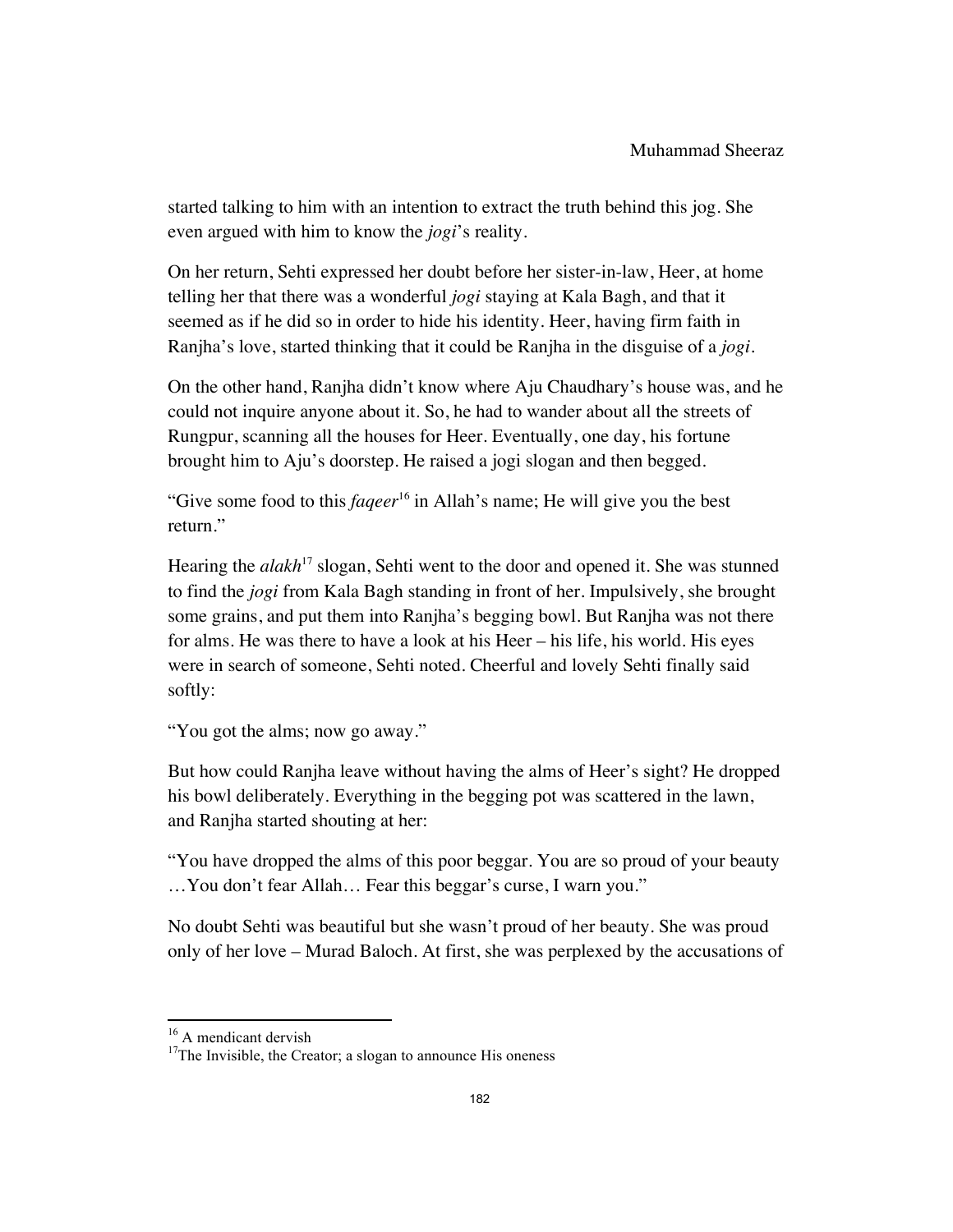started talking to him with an intention to extract the truth behind this jog. She even argued with him to know the *jogi*'s reality.

On her return, Sehti expressed her doubt before her sister-in-law, Heer, at home telling her that there was a wonderful *jogi* staying at Kala Bagh, and that it seemed as if he did so in order to hide his identity. Heer, having firm faith in Ranjha's love, started thinking that it could be Ranjha in the disguise of a *jogi*.

On the other hand, Ranjha didn't know where Aju Chaudhary's house was, and he could not inquire anyone about it. So, he had to wander about all the streets of Rungpur, scanning all the houses for Heer. Eventually, one day, his fortune brought him to Aju's doorstep. He raised a jogi slogan and then begged.

"Give some food to this *faqeer*[16] in Allah's name; He will give you the best return."

Hearing the *alakh*[17] slogan, Sehti went to the door and opened it. She was stunned to find the *jogi* from Kala Bagh standing in front of her. Impulsively, she brought some grains, and put them into Ranjha's begging bowl. But Ranjha was not there for alms. He was there to have a look at his Heer – his life, his world. His eyes were in search of someone, Sehti noted. Cheerful and lovely Sehti finally said softly:

"You got the alms; now go away."

But how could Ranjha leave without having the alms of Heer's sight? He dropped his bowl deliberately. Everything in the begging pot was scattered in the lawn, and Ranjha started shouting at her:

"You have dropped the alms of this poor beggar. You are so proud of your beauty …You don't fear Allah… Fear this beggar's curse, I warn you."

No doubt Sehti was beautiful but she wasn't proud of her beauty. She was proud only of her love – Murad Baloch. At first, she was perplexed by the accusations of

---

[16] A mendicant dervish

[17] The Invisible, the Creator; a slogan to announce His oneness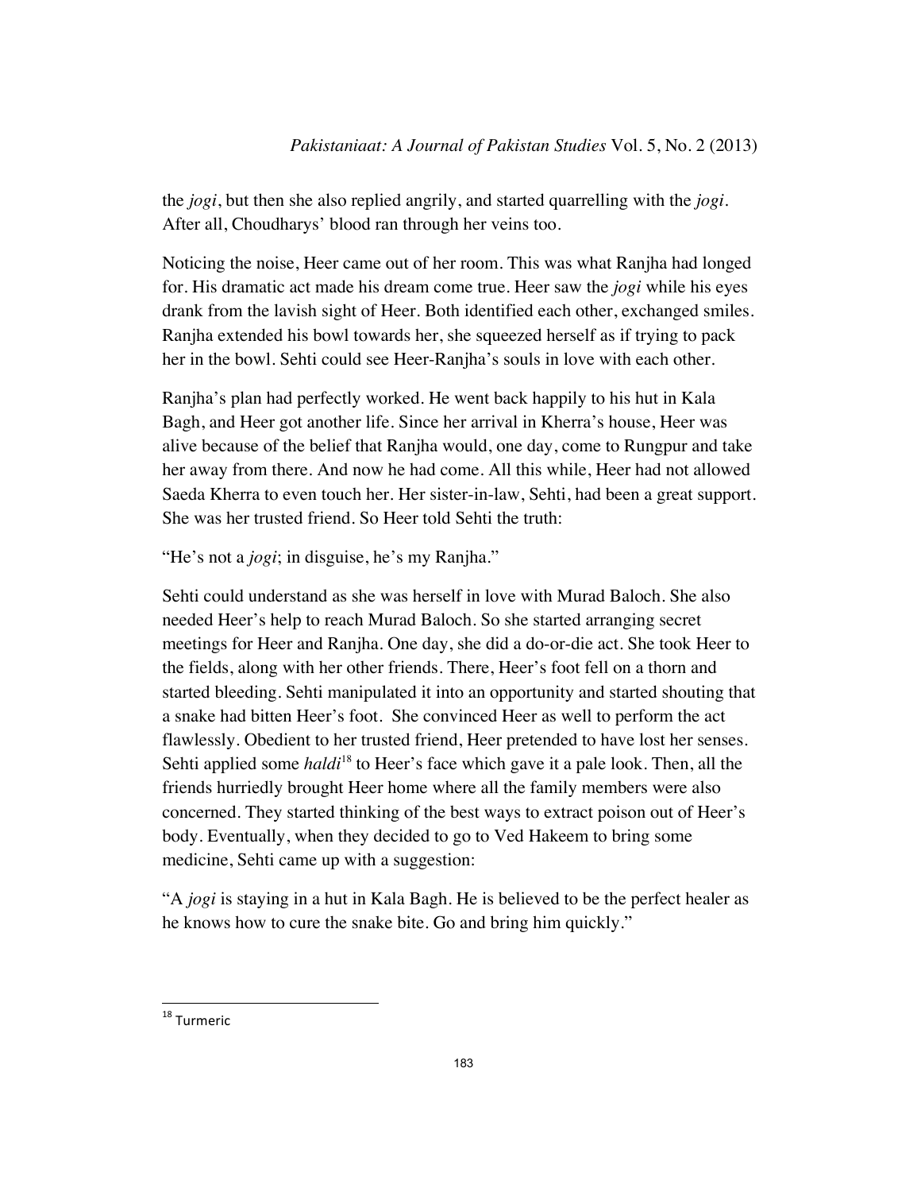the *jogi*, but then she also replied angrily, and started quarrelling with the *jogi*. After all, Choudharys' blood ran through her veins too.

Noticing the noise, Heer came out of her room. This was what Ranjha had longed for. His dramatic act made his dream come true. Heer saw the *jogi* while his eyes drank from the lavish sight of Heer. Both identified each other, exchanged smiles. Ranjha extended his bowl towards her, she squeezed herself as if trying to pack her in the bowl. Sehti could see Heer-Ranjha's souls in love with each other.

Ranjha's plan had perfectly worked. He went back happily to his hut in Kala Bagh, and Heer got another life. Since her arrival in Kherra's house, Heer was alive because of the belief that Ranjha would, one day, come to Rungpur and take her away from there. And now he had come. All this while, Heer had not allowed Saeda Kherra to even touch her. Her sister-in-law, Sehti, had been a great support. She was her trusted friend. So Heer told Sehti the truth:

"He's not a *jogi*; in disguise, he's my Ranjha."

Sehti could understand as she was herself in love with Murad Baloch. She also needed Heer's help to reach Murad Baloch. So she started arranging secret meetings for Heer and Ranjha. One day, she did a do-or-die act. She took Heer to the fields, along with her other friends. There, Heer's foot fell on a thorn and started bleeding. Sehti manipulated it into an opportunity and started shouting that a snake had bitten Heer's foot. She convinced Heer as well to perform the act flawlessly. Obedient to her trusted friend, Heer pretended to have lost her senses. Sehti applied some *haldi*[18] to Heer's face which gave it a pale look. Then, all the friends hurriedly brought Heer home where all the family members were also concerned. They started thinking of the best ways to extract poison out of Heer's body. Eventually, when they decided to go to Ved Hakeem to bring some medicine, Sehti came up with a suggestion:

"A *jogi* is staying in a hut in Kala Bagh. He is believed to be the perfect healer as he knows how to cure the snake bite. Go and bring him quickly."

[18] Turmeric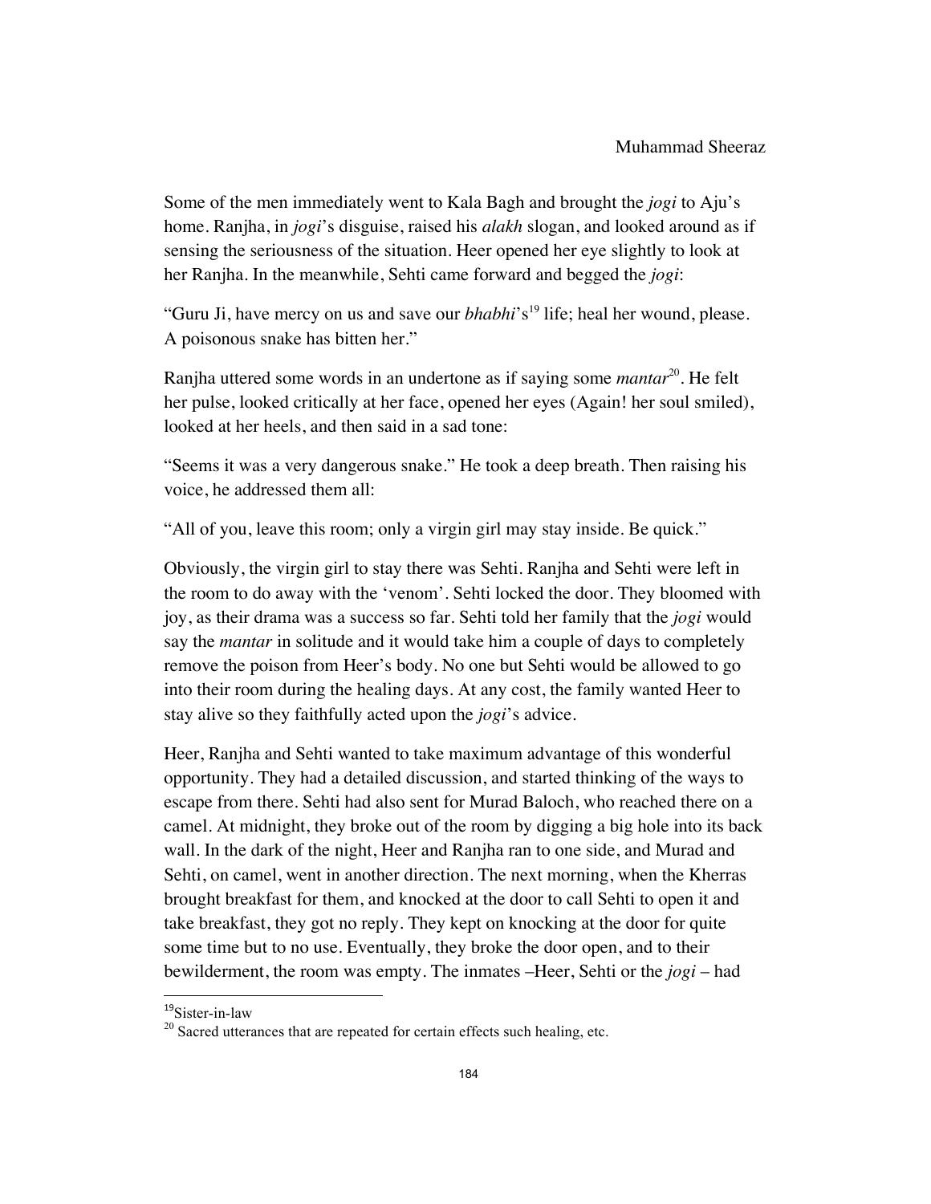Some of the men immediately went to Kala Bagh and brought the *jogi* to Aju's home. Ranjha, in *jogi*'s disguise, raised his *alakh* slogan, and looked around as if sensing the seriousness of the situation. Heer opened her eye slightly to look at her Ranjha. In the meanwhile, Sehti came forward and begged the *jogi*:

"Guru Ji, have mercy on us and save our *bhabhi*'s[19] life; heal her wound, please. A poisonous snake has bitten her."

Ranjha uttered some words in an undertone as if saying some *mantar*[20]. He felt her pulse, looked critically at her face, opened her eyes (Again! her soul smiled), looked at her heels, and then said in a sad tone:

"Seems it was a very dangerous snake." He took a deep breath. Then raising his voice, he addressed them all:

"All of you, leave this room; only a virgin girl may stay inside. Be quick."

Obviously, the virgin girl to stay there was Sehti. Ranjha and Sehti were left in the room to do away with the 'venom'. Sehti locked the door. They bloomed with joy, as their drama was a success so far. Sehti told her family that the *jogi* would say the *mantar* in solitude and it would take him a couple of days to completely remove the poison from Heer's body. No one but Sehti would be allowed to go into their room during the healing days. At any cost, the family wanted Heer to stay alive so they faithfully acted upon the *jogi*'s advice.

Heer, Ranjha and Sehti wanted to take maximum advantage of this wonderful opportunity. They had a detailed discussion, and started thinking of the ways to escape from there. Sehti had also sent for Murad Baloch, who reached there on a camel. At midnight, they broke out of the room by digging a big hole into its back wall. In the dark of the night, Heer and Ranjha ran to one side, and Murad and Sehti, on camel, went in another direction. The next morning, when the Kherras brought breakfast for them, and knocked at the door to call Sehti to open it and take breakfast, they got no reply. They kept on knocking at the door for quite some time but to no use. Eventually, they broke the door open, and to their bewilderment, the room was empty. The inmates –Heer, Sehti or the *jogi* – had

---

[19] Sister-in-law

[20] Sacred utterances that are repeated for certain effects such healing, etc.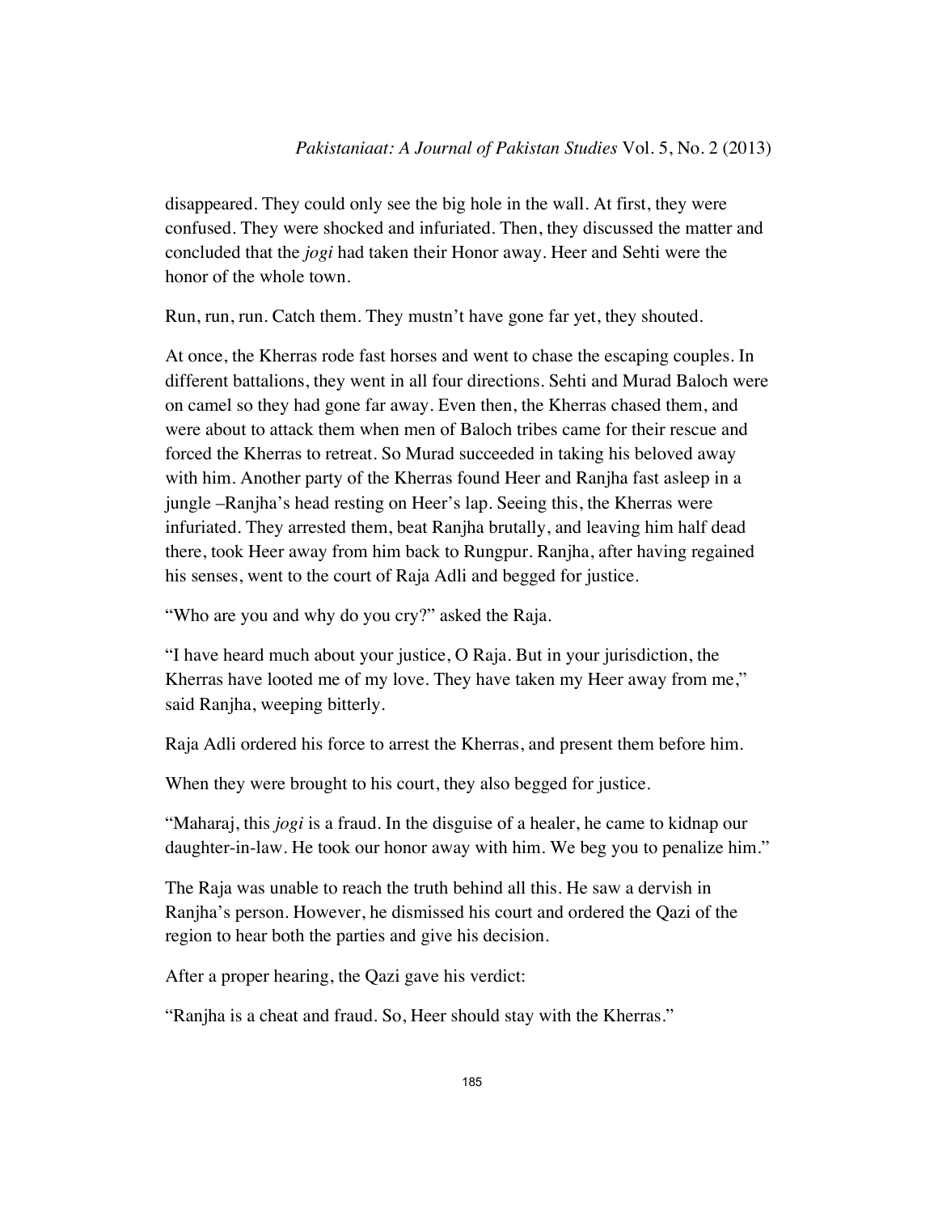disappeared. They could only see the big hole in the wall. At first, they were confused. They were shocked and infuriated. Then, they discussed the matter and concluded that the *jogi* had taken their Honor away. Heer and Sehti were the honor of the whole town.

Run, run, run. Catch them. They mustn't have gone far yet, they shouted.

At once, the Kherras rode fast horses and went to chase the escaping couples. In different battalions, they went in all four directions. Sehti and Murad Baloch were on camel so they had gone far away. Even then, the Kherras chased them, and were about to attack them when men of Baloch tribes came for their rescue and forced the Kherras to retreat. So Murad succeeded in taking his beloved away with him. Another party of the Kherras found Heer and Ranjha fast asleep in a jungle –Ranjha's head resting on Heer's lap. Seeing this, the Kherras were infuriated. They arrested them, beat Ranjha brutally, and leaving him half dead there, took Heer away from him back to Rungpur. Ranjha, after having regained his senses, went to the court of Raja Adli and begged for justice.

"Who are you and why do you cry?" asked the Raja.

"I have heard much about your justice, O Raja. But in your jurisdiction, the Kherras have looted me of my love. They have taken my Heer away from me," said Ranjha, weeping bitterly.

Raja Adli ordered his force to arrest the Kherras, and present them before him.

When they were brought to his court, they also begged for justice.

"Maharaj, this *jogi* is a fraud. In the disguise of a healer, he came to kidnap our daughter-in-law. He took our honor away with him. We beg you to penalize him."

The Raja was unable to reach the truth behind all this. He saw a dervish in Ranjha's person. However, he dismissed his court and ordered the Qazi of the region to hear both the parties and give his decision.

After a proper hearing, the Qazi gave his verdict:

"Ranjha is a cheat and fraud. So, Heer should stay with the Kherras."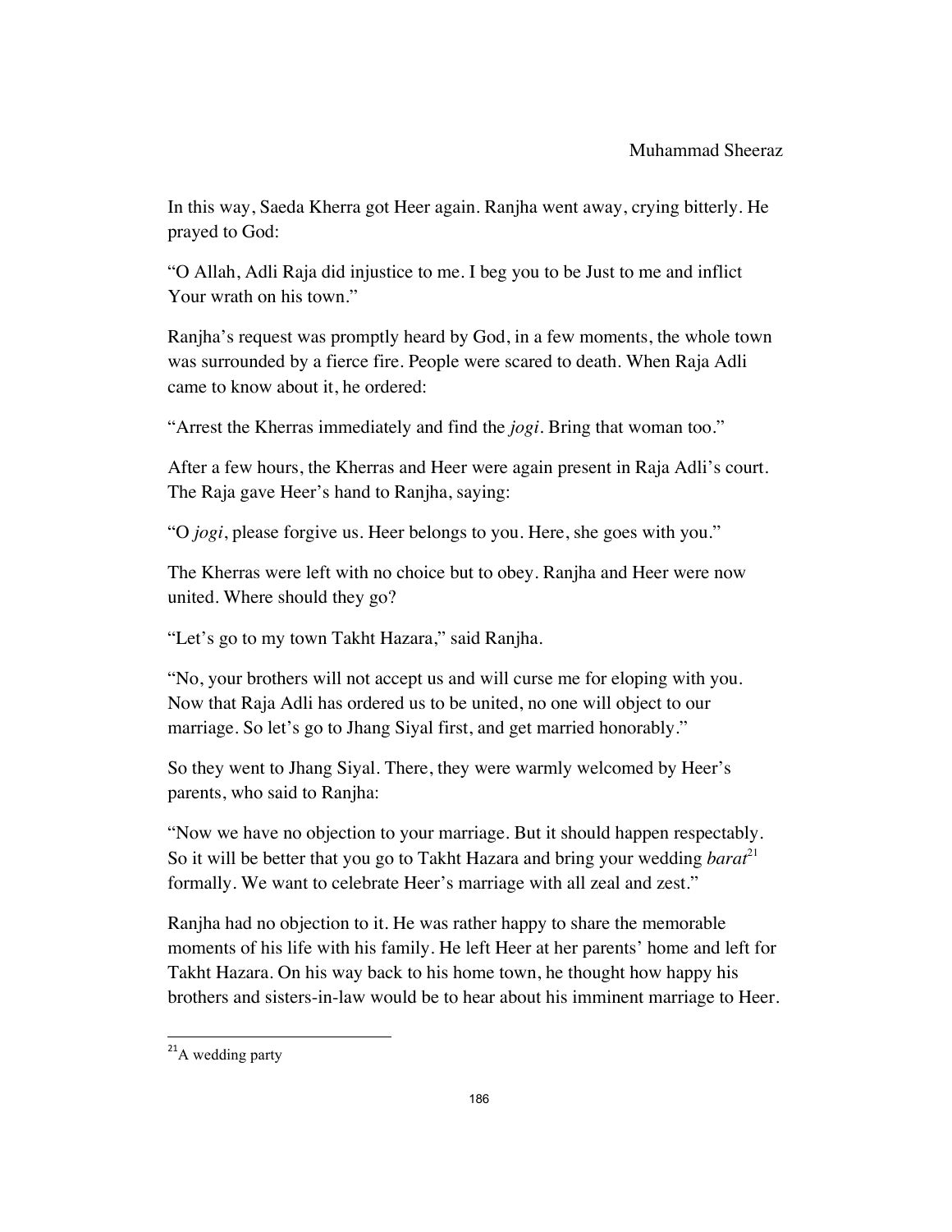In this way, Saeda Kherra got Heer again. Ranjha went away, crying bitterly. He prayed to God:

"O Allah, Adli Raja did injustice to me. I beg you to be Just to me and inflict Your wrath on his town."

Ranjha's request was promptly heard by God, in a few moments, the whole town was surrounded by a fierce fire. People were scared to death. When Raja Adli came to know about it, he ordered:

"Arrest the Kherras immediately and find the *jogi*. Bring that woman too."

After a few hours, the Kherras and Heer were again present in Raja Adli's court. The Raja gave Heer's hand to Ranjha, saying:

"O *jogi*, please forgive us. Heer belongs to you. Here, she goes with you."

The Kherras were left with no choice but to obey. Ranjha and Heer were now united. Where should they go?

"Let's go to my town Takht Hazara," said Ranjha.

"No, your brothers will not accept us and will curse me for eloping with you. Now that Raja Adli has ordered us to be united, no one will object to our marriage. So let's go to Jhang Siyal first, and get married honorably."

So they went to Jhang Siyal. There, they were warmly welcomed by Heer's parents, who said to Ranjha:

"Now we have no objection to your marriage. But it should happen respectably. So it will be better that you go to Takht Hazara and bring your wedding *barat*[21] formally. We want to celebrate Heer's marriage with all zeal and zest."

Ranjha had no objection to it. He was rather happy to share the memorable moments of his life with his family. He left Heer at her parents' home and left for Takht Hazara. On his way back to his home town, he thought how happy his brothers and sisters-in-law would be to hear about his imminent marriage to Heer.

---

[21] A wedding party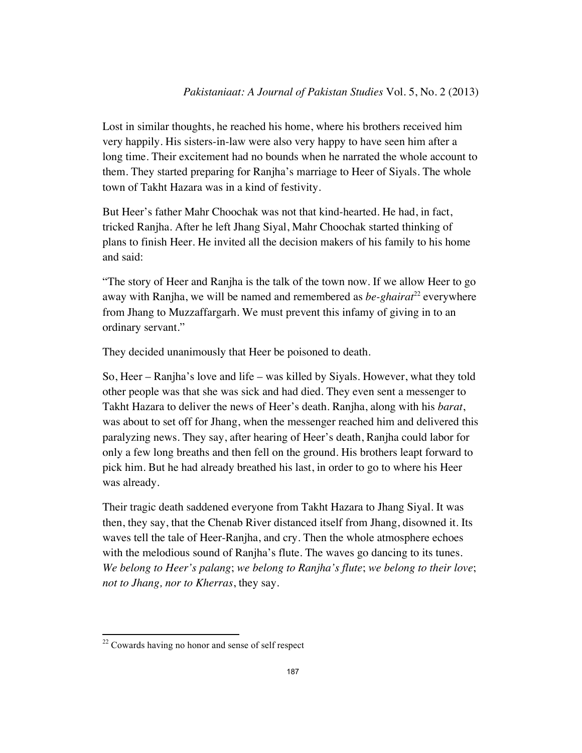Lost in similar thoughts, he reached his home, where his brothers received him very happily. His sisters-in-law were also very happy to have seen him after a long time. Their excitement had no bounds when he narrated the whole account to them. They started preparing for Ranjha's marriage to Heer of Siyals. The whole town of Takht Hazara was in a kind of festivity.

But Heer's father Mahr Choochak was not that kind-hearted. He had, in fact, tricked Ranjha. After he left Jhang Siyal, Mahr Choochak started thinking of plans to finish Heer. He invited all the decision makers of his family to his home and said:

"The story of Heer and Ranjha is the talk of the town now. If we allow Heer to go away with Ranjha, we will be named and remembered as *be-ghairat*[22] everywhere from Jhang to Muzzaffargarh. We must prevent this infamy of giving in to an ordinary servant."

They decided unanimously that Heer be poisoned to death.

So, Heer – Ranjha's love and life – was killed by Siyals. However, what they told other people was that she was sick and had died. They even sent a messenger to Takht Hazara to deliver the news of Heer's death. Ranjha, along with his *barat*, was about to set off for Jhang, when the messenger reached him and delivered this paralyzing news. They say, after hearing of Heer's death, Ranjha could labor for only a few long breaths and then fell on the ground. His brothers leapt forward to pick him. But he had already breathed his last, in order to go to where his Heer was already.

Their tragic death saddened everyone from Takht Hazara to Jhang Siyal. It was then, they say, that the Chenab River distanced itself from Jhang, disowned it. Its waves tell the tale of Heer-Ranjha, and cry. Then the whole atmosphere echoes with the melodious sound of Ranjha's flute. The waves go dancing to its tunes. *We belong to Heer's palang*; *we belong to Ranjha's flute*; *we belong to their love*; *not to Jhang, nor to Kherras*, they say.

---

[22] Cowards having no honor and sense of self respect